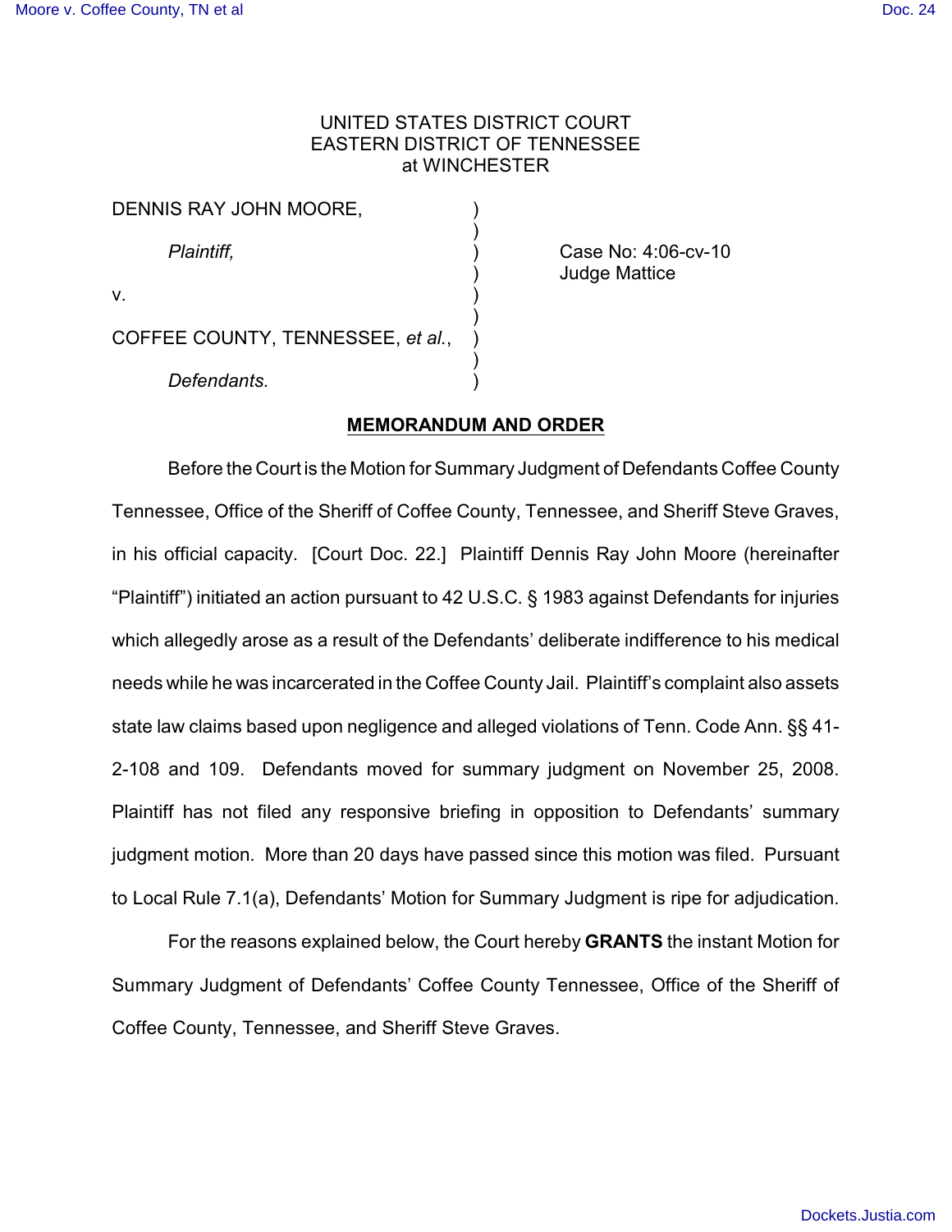UNITED STATES DISTRICT COURT
EASTERN DISTRICT OF TENNESSEE
at WINCHESTER

| | | |
|---|---|---|
| DENNIS RAY JOHN MOORE, | ) | |
| | ) | |
| *Plaintiff,* | ) | Case No: 4:06-cv-10 |
| | ) | Judge Mattice |
| v. | ) | |
| | ) | |
| COFFEE COUNTY, TENNESSEE, *et al.*, | ) | |
| | ) | |
| *Defendants.* | ) | |

## MEMORANDUM AND ORDER

Before the Court is the Motion for Summary Judgment of Defendants Coffee County Tennessee, Office of the Sheriff of Coffee County, Tennessee, and Sheriff Steve Graves, in his official capacity. [Court Doc. 22.] Plaintiff Dennis Ray John Moore (hereinafter "Plaintiff") initiated an action pursuant to 42 U.S.C. § 1983 against Defendants for injuries which allegedly arose as a result of the Defendants' deliberate indifference to his medical needs while he was incarcerated in the Coffee County Jail. Plaintiff's complaint also assets state law claims based upon negligence and alleged violations of Tenn. Code Ann. §§ 41-2-108 and 109. Defendants moved for summary judgment on November 25, 2008. Plaintiff has not filed any responsive briefing in opposition to Defendants' summary judgment motion. More than 20 days have passed since this motion was filed. Pursuant to Local Rule 7.1(a), Defendants' Motion for Summary Judgment is ripe for adjudication.

For the reasons explained below, the Court hereby **GRANTS** the instant Motion for Summary Judgment of Defendants' Coffee County Tennessee, Office of the Sheriff of Coffee County, Tennessee, and Sheriff Steve Graves.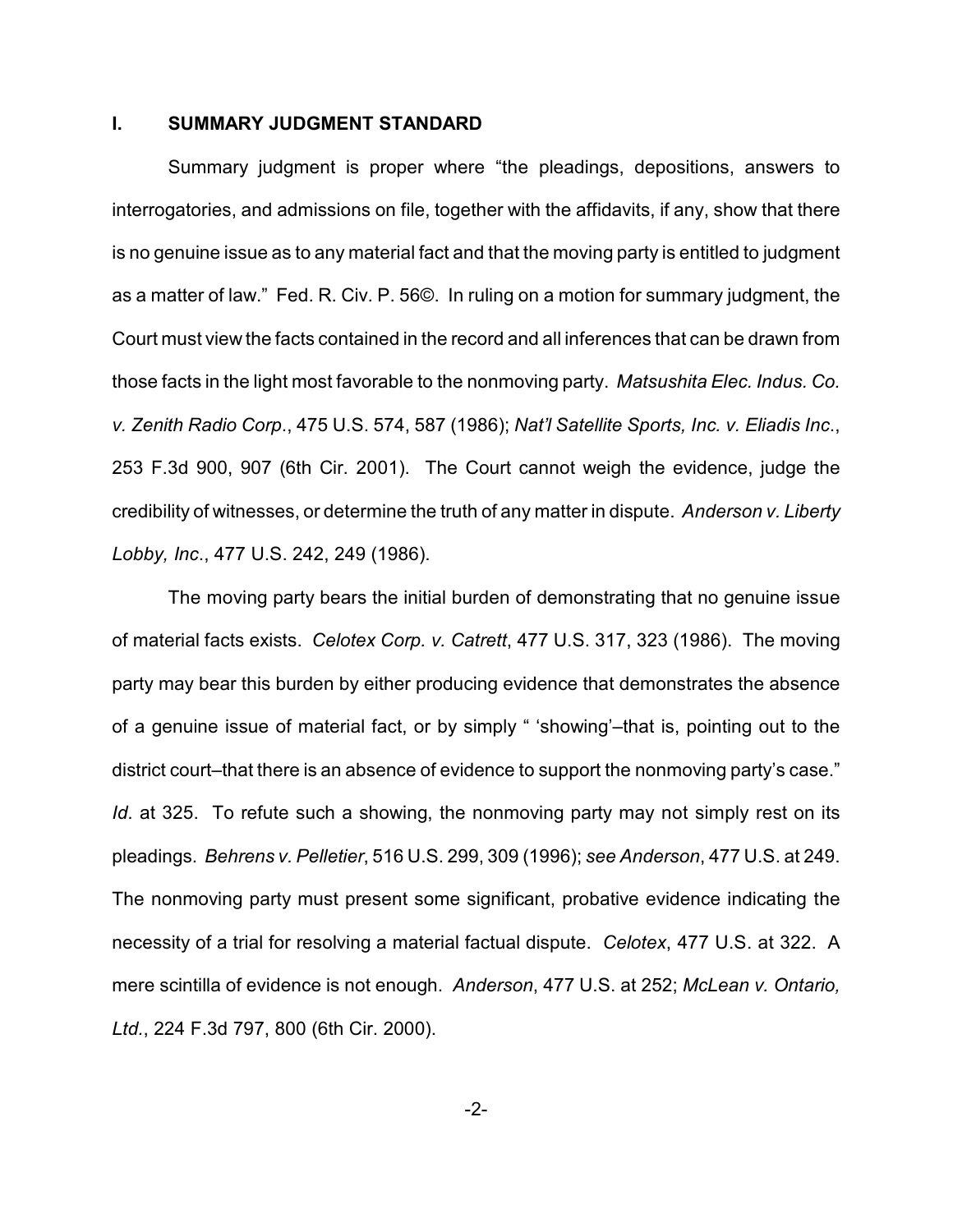## I. SUMMARY JUDGMENT STANDARD

Summary judgment is proper where "the pleadings, depositions, answers to interrogatories, and admissions on file, together with the affidavits, if any, show that there is no genuine issue as to any material fact and that the moving party is entitled to judgment as a matter of law." Fed. R. Civ. P. 56©. In ruling on a motion for summary judgment, the Court must view the facts contained in the record and all inferences that can be drawn from those facts in the light most favorable to the nonmoving party. *Matsushita Elec. Indus. Co. v. Zenith Radio Corp.*, 475 U.S. 574, 587 (1986); *Nat'l Satellite Sports, Inc. v. Eliadis Inc.*, 253 F.3d 900, 907 (6th Cir. 2001). The Court cannot weigh the evidence, judge the credibility of witnesses, or determine the truth of any matter in dispute. *Anderson v. Liberty Lobby, Inc.*, 477 U.S. 242, 249 (1986).

The moving party bears the initial burden of demonstrating that no genuine issue of material facts exists. *Celotex Corp. v. Catrett*, 477 U.S. 317, 323 (1986). The moving party may bear this burden by either producing evidence that demonstrates the absence of a genuine issue of material fact, or by simply " 'showing'–that is, pointing out to the district court–that there is an absence of evidence to support the nonmoving party's case." *Id*. at 325. To refute such a showing, the nonmoving party may not simply rest on its pleadings. *Behrens v. Pelletier*, 516 U.S. 299, 309 (1996); *see Anderson*, 477 U.S. at 249. The nonmoving party must present some significant, probative evidence indicating the necessity of a trial for resolving a material factual dispute. *Celotex*, 477 U.S. at 322. A mere scintilla of evidence is not enough. *Anderson*, 477 U.S. at 252; *McLean v. Ontario, Ltd.*, 224 F.3d 797, 800 (6th Cir. 2000).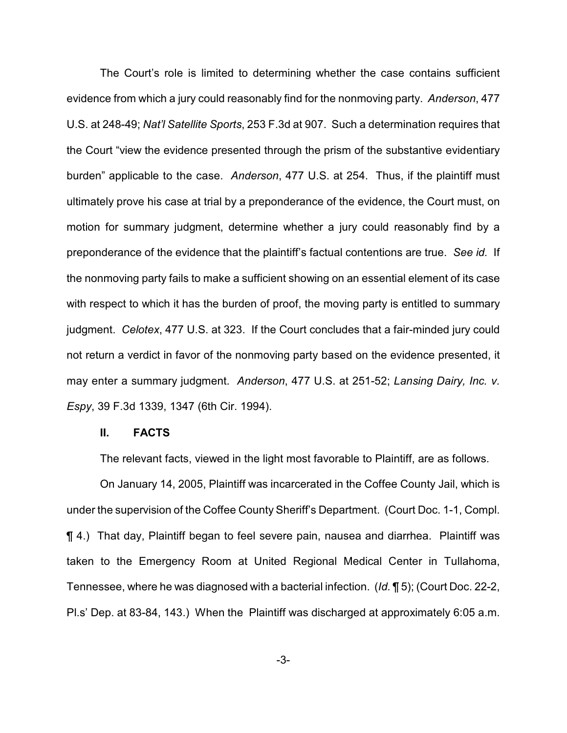The Court's role is limited to determining whether the case contains sufficient evidence from which a jury could reasonably find for the nonmoving party. *Anderson*, 477 U.S. at 248-49; *Nat'l Satellite Sports*, 253 F.3d at 907. Such a determination requires that the Court "view the evidence presented through the prism of the substantive evidentiary burden" applicable to the case. *Anderson*, 477 U.S. at 254. Thus, if the plaintiff must ultimately prove his case at trial by a preponderance of the evidence, the Court must, on motion for summary judgment, determine whether a jury could reasonably find by a preponderance of the evidence that the plaintiff's factual contentions are true. *See id.* If the nonmoving party fails to make a sufficient showing on an essential element of its case with respect to which it has the burden of proof, the moving party is entitled to summary judgment. *Celotex*, 477 U.S. at 323. If the Court concludes that a fair-minded jury could not return a verdict in favor of the nonmoving party based on the evidence presented, it may enter a summary judgment. *Anderson*, 477 U.S. at 251-52; *Lansing Dairy, Inc. v. Espy*, 39 F.3d 1339, 1347 (6th Cir. 1994).

## II. FACTS

The relevant facts, viewed in the light most favorable to Plaintiff, are as follows.

On January 14, 2005, Plaintiff was incarcerated in the Coffee County Jail, which is under the supervision of the Coffee County Sheriff's Department. (Court Doc. 1-1, Compl. ¶ 4.) That day, Plaintiff began to feel severe pain, nausea and diarrhea. Plaintiff was taken to the Emergency Room at United Regional Medical Center in Tullahoma, Tennessee, where he was diagnosed with a bacterial infection. (*Id.* ¶ 5); (Court Doc. 22-2, Pl.s' Dep. at 83-84, 143.) When the Plaintiff was discharged at approximately 6:05 a.m.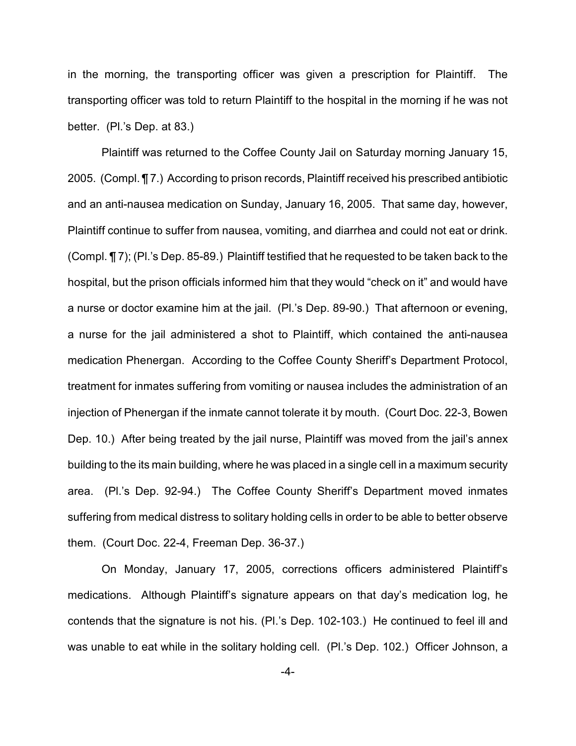in the morning, the transporting officer was given a prescription for Plaintiff. The transporting officer was told to return Plaintiff to the hospital in the morning if he was not better. (Pl.'s Dep. at 83.)

Plaintiff was returned to the Coffee County Jail on Saturday morning January 15, 2005. (Compl. ¶ 7.) According to prison records, Plaintiff received his prescribed antibiotic and an anti-nausea medication on Sunday, January 16, 2005. That same day, however, Plaintiff continue to suffer from nausea, vomiting, and diarrhea and could not eat or drink. (Compl. ¶ 7); (Pl.'s Dep. 85-89.) Plaintiff testified that he requested to be taken back to the hospital, but the prison officials informed him that they would "check on it" and would have a nurse or doctor examine him at the jail. (Pl.'s Dep. 89-90.) That afternoon or evening, a nurse for the jail administered a shot to Plaintiff, which contained the anti-nausea medication Phenergan. According to the Coffee County Sheriff's Department Protocol, treatment for inmates suffering from vomiting or nausea includes the administration of an injection of Phenergan if the inmate cannot tolerate it by mouth. (Court Doc. 22-3, Bowen Dep. 10.) After being treated by the jail nurse, Plaintiff was moved from the jail's annex building to the its main building, where he was placed in a single cell in a maximum security area. (Pl.'s Dep. 92-94.) The Coffee County Sheriff's Department moved inmates suffering from medical distress to solitary holding cells in order to be able to better observe them. (Court Doc. 22-4, Freeman Dep. 36-37.)

On Monday, January 17, 2005, corrections officers administered Plaintiff's medications. Although Plaintiff's signature appears on that day's medication log, he contends that the signature is not his. (Pl.'s Dep. 102-103.) He continued to feel ill and was unable to eat while in the solitary holding cell. (Pl.'s Dep. 102.) Officer Johnson, a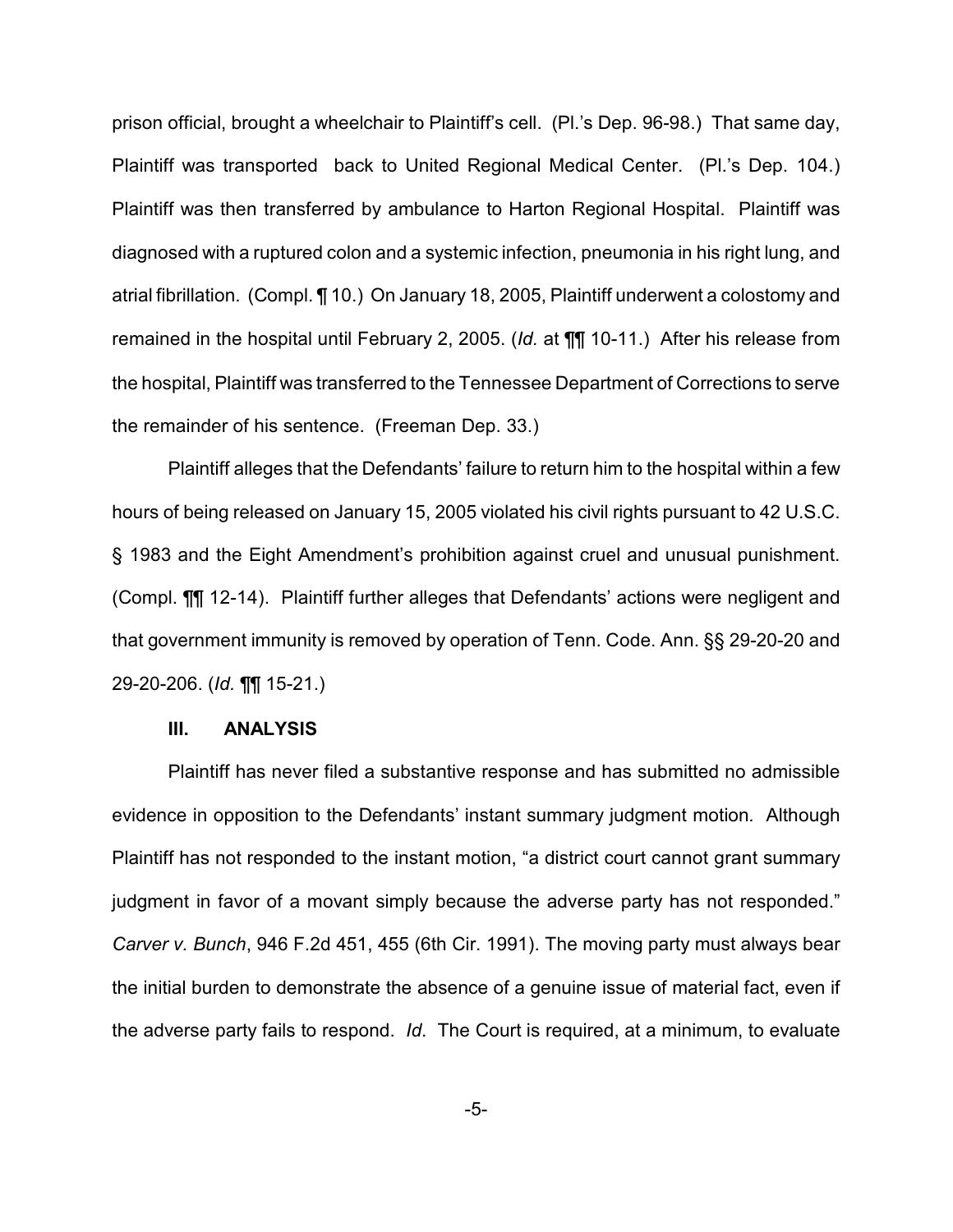prison official, brought a wheelchair to Plaintiff's cell. (Pl.'s Dep. 96-98.) That same day, Plaintiff was transported back to United Regional Medical Center. (Pl.'s Dep. 104.) Plaintiff was then transferred by ambulance to Harton Regional Hospital. Plaintiff was diagnosed with a ruptured colon and a systemic infection, pneumonia in his right lung, and atrial fibrillation. (Compl. ¶ 10.) On January 18, 2005, Plaintiff underwent a colostomy and remained in the hospital until February 2, 2005. (*Id.* at ¶¶ 10-11.) After his release from the hospital, Plaintiff was transferred to the Tennessee Department of Corrections to serve the remainder of his sentence. (Freeman Dep. 33.)

Plaintiff alleges that the Defendants' failure to return him to the hospital within a few hours of being released on January 15, 2005 violated his civil rights pursuant to 42 U.S.C. § 1983 and the Eight Amendment's prohibition against cruel and unusual punishment. (Compl. ¶¶ 12-14). Plaintiff further alleges that Defendants' actions were negligent and that government immunity is removed by operation of Tenn. Code. Ann. §§ 29-20-20 and 29-20-206. (*Id.* ¶¶ 15-21.)

### III. ANALYSIS

Plaintiff has never filed a substantive response and has submitted no admissible evidence in opposition to the Defendants' instant summary judgment motion. Although Plaintiff has not responded to the instant motion, "a district court cannot grant summary judgment in favor of a movant simply because the adverse party has not responded." *Carver v. Bunch*, 946 F.2d 451, 455 (6th Cir. 1991). The moving party must always bear the initial burden to demonstrate the absence of a genuine issue of material fact, even if the adverse party fails to respond. *Id*. The Court is required, at a minimum, to evaluate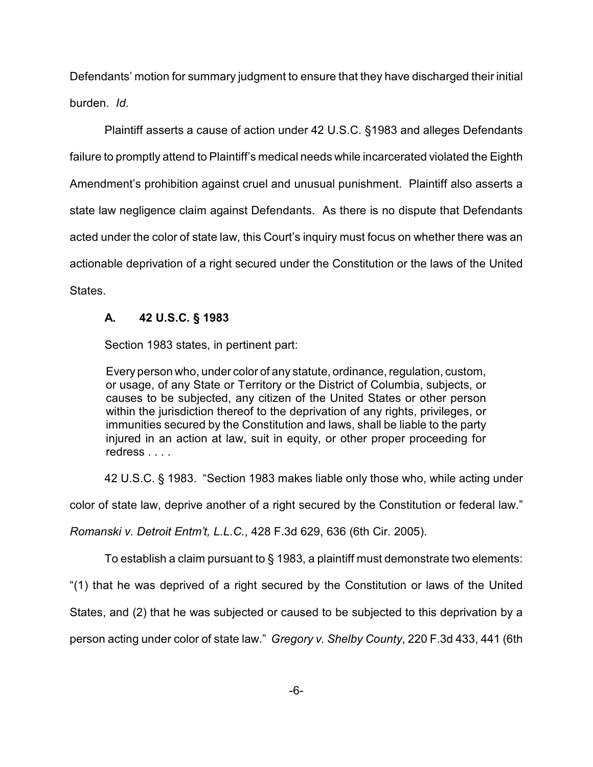Defendants' motion for summary judgment to ensure that they have discharged their initial burden. *Id*.

Plaintiff asserts a cause of action under 42 U.S.C. §1983 and alleges Defendants failure to promptly attend to Plaintiff's medical needs while incarcerated violated the Eighth Amendment's prohibition against cruel and unusual punishment. Plaintiff also asserts a state law negligence claim against Defendants. As there is no dispute that Defendants acted under the color of state law, this Court's inquiry must focus on whether there was an actionable deprivation of a right secured under the Constitution or the laws of the United States.

### A. 42 U.S.C. § 1983

Section 1983 states, in pertinent part:

> Every person who, under color of any statute, ordinance, regulation, custom, or usage, of any State or Territory or the District of Columbia, subjects, or causes to be subjected, any citizen of the United States or other person within the jurisdiction thereof to the deprivation of any rights, privileges, or immunities secured by the Constitution and laws, shall be liable to the party injured in an action at law, suit in equity, or other proper proceeding for redress . . . .

42 U.S.C. § 1983. "Section 1983 makes liable only those who, while acting under color of state law, deprive another of a right secured by the Constitution or federal law." *Romanski v. Detroit Entm't, L.L.C.*, 428 F.3d 629, 636 (6th Cir. 2005).

To establish a claim pursuant to § 1983, a plaintiff must demonstrate two elements: "(1) that he was deprived of a right secured by the Constitution or laws of the United States, and (2) that he was subjected or caused to be subjected to this deprivation by a person acting under color of state law." *Gregory v. Shelby County*, 220 F.3d 433, 441 (6th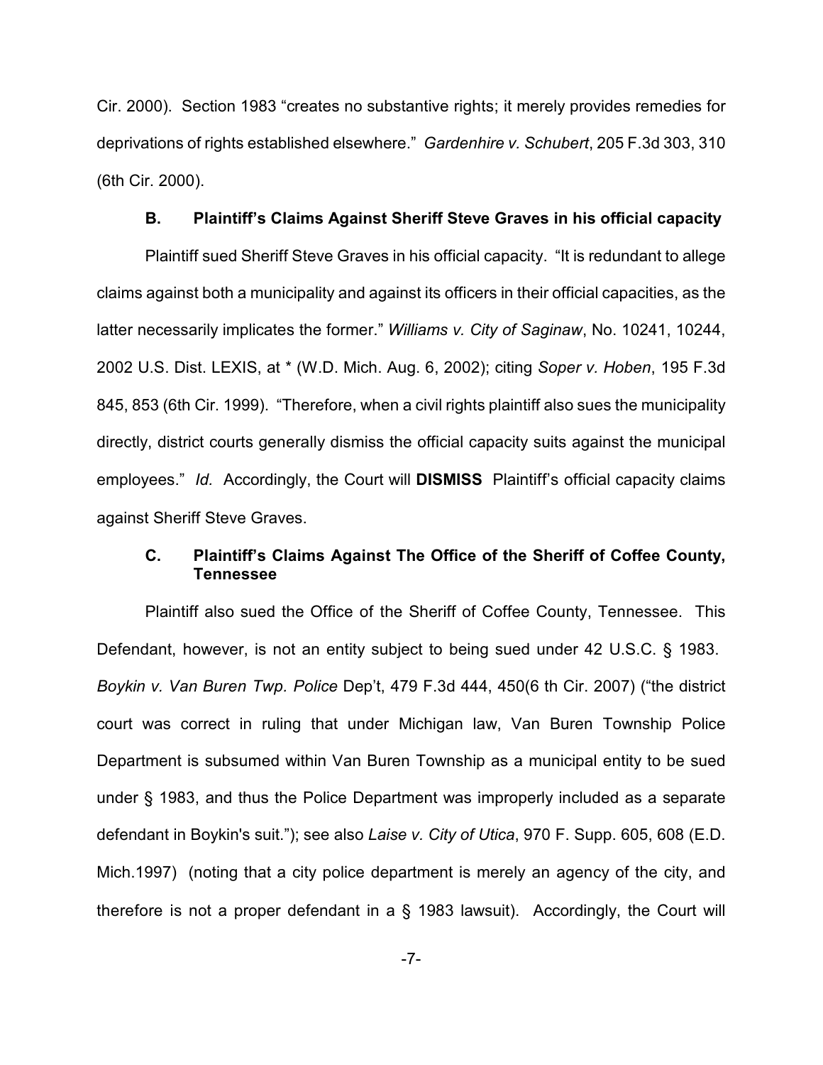Cir. 2000). Section 1983 "creates no substantive rights; it merely provides remedies for deprivations of rights established elsewhere." *Gardenhire v. Schubert*, 205 F.3d 303, 310 (6th Cir. 2000).

### B. Plaintiff's Claims Against Sheriff Steve Graves in his official capacity

Plaintiff sued Sheriff Steve Graves in his official capacity. "It is redundant to allege claims against both a municipality and against its officers in their official capacities, as the latter necessarily implicates the former." *Williams v. City of Saginaw*, No. 10241, 10244, 2002 U.S. Dist. LEXIS, at * (W.D. Mich. Aug. 6, 2002); citing *Soper v. Hoben*, 195 F.3d 845, 853 (6th Cir. 1999). "Therefore, when a civil rights plaintiff also sues the municipality directly, district courts generally dismiss the official capacity suits against the municipal employees." *Id.* Accordingly, the Court will **DISMISS** Plaintiff's official capacity claims against Sheriff Steve Graves.

### C. Plaintiff's Claims Against The Office of the Sheriff of Coffee County, Tennessee

Plaintiff also sued the Office of the Sheriff of Coffee County, Tennessee. This Defendant, however, is not an entity subject to being sued under 42 U.S.C. § 1983. *Boykin v. Van Buren Twp. Police* Dep't, 479 F.3d 444, 450(6 th Cir. 2007) ("the district court was correct in ruling that under Michigan law, Van Buren Township Police Department is subsumed within Van Buren Township as a municipal entity to be sued under § 1983, and thus the Police Department was improperly included as a separate defendant in Boykin's suit."); see also *Laise v. City of Utica*, 970 F. Supp. 605, 608 (E.D. Mich.1997) (noting that a city police department is merely an agency of the city, and therefore is not a proper defendant in a § 1983 lawsuit). Accordingly, the Court will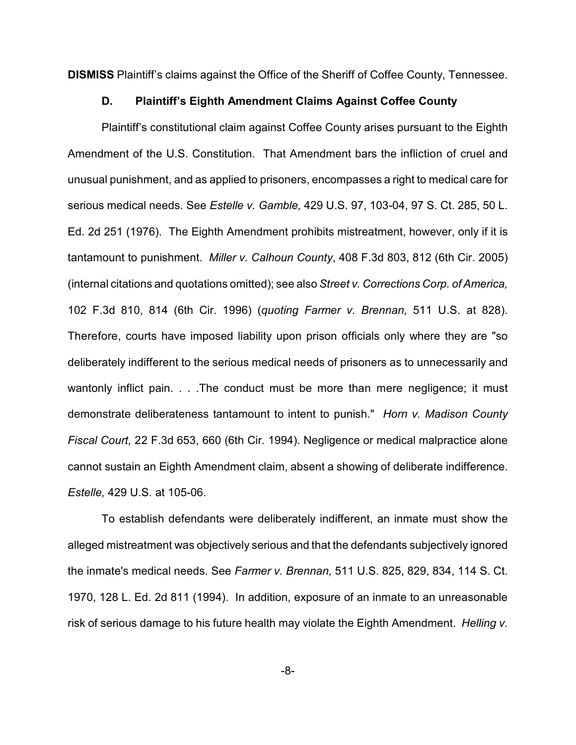**DISMISS** Plaintiff's claims against the Office of the Sheriff of Coffee County, Tennessee.

### D. Plaintiff's Eighth Amendment Claims Against Coffee County

Plaintiff's constitutional claim against Coffee County arises pursuant to the Eighth Amendment of the U.S. Constitution. That Amendment bars the infliction of cruel and unusual punishment, and as applied to prisoners, encompasses a right to medical care for serious medical needs. See *Estelle v. Gamble,* 429 U.S. 97, 103-04, 97 S. Ct. 285, 50 L. Ed. 2d 251 (1976). The Eighth Amendment prohibits mistreatment, however, only if it is tantamount to punishment. *Miller v. Calhoun County*, 408 F.3d 803, 812 (6th Cir. 2005) (internal citations and quotations omitted); see also *Street v. Corrections Corp. of America,* 102 F.3d 810, 814 (6th Cir. 1996) (*quoting Farmer v. Brennan,* 511 U.S. at 828). Therefore, courts have imposed liability upon prison officials only where they are "so deliberately indifferent to the serious medical needs of prisoners as to unnecessarily and wantonly inflict pain. . . .The conduct must be more than mere negligence; it must demonstrate deliberateness tantamount to intent to punish." *Horn v. Madison County Fiscal Court,* 22 F.3d 653, 660 (6th Cir. 1994). Negligence or medical malpractice alone cannot sustain an Eighth Amendment claim, absent a showing of deliberate indifference. *Estelle,* 429 U.S. at 105-06.

To establish defendants were deliberately indifferent, an inmate must show the alleged mistreatment was objectively serious and that the defendants subjectively ignored the inmate's medical needs. See *Farmer v. Brennan,* 511 U.S. 825, 829, 834, 114 S. Ct. 1970, 128 L. Ed. 2d 811 (1994). In addition, exposure of an inmate to an unreasonable risk of serious damage to his future health may violate the Eighth Amendment. *Helling v.*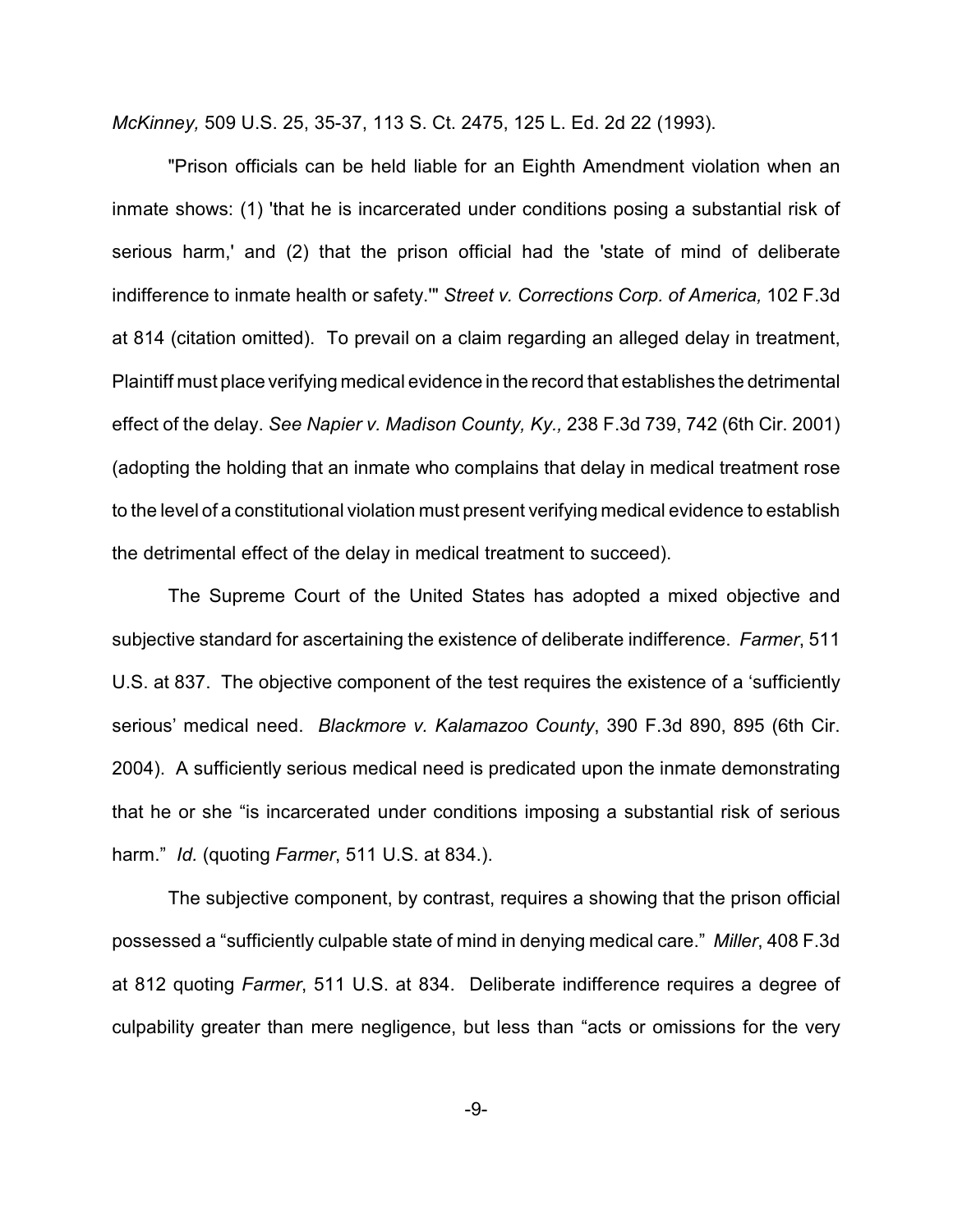*McKinney,* 509 U.S. 25, 35-37, 113 S. Ct. 2475, 125 L. Ed. 2d 22 (1993).

"Prison officials can be held liable for an Eighth Amendment violation when an inmate shows: (1) 'that he is incarcerated under conditions posing a substantial risk of serious harm,' and (2) that the prison official had the 'state of mind of deliberate indifference to inmate health or safety.'" *Street v. Corrections Corp. of America,* 102 F.3d at 814 (citation omitted). To prevail on a claim regarding an alleged delay in treatment, Plaintiff must place verifying medical evidence in the record that establishes the detrimental effect of the delay. *See Napier v. Madison County, Ky.,* 238 F.3d 739, 742 (6th Cir. 2001) (adopting the holding that an inmate who complains that delay in medical treatment rose to the level of a constitutional violation must present verifying medical evidence to establish the detrimental effect of the delay in medical treatment to succeed).

The Supreme Court of the United States has adopted a mixed objective and subjective standard for ascertaining the existence of deliberate indifference. *Farmer*, 511 U.S. at 837. The objective component of the test requires the existence of a 'sufficiently serious' medical need. *Blackmore v. Kalamazoo County*, 390 F.3d 890, 895 (6th Cir. 2004). A sufficiently serious medical need is predicated upon the inmate demonstrating that he or she "is incarcerated under conditions imposing a substantial risk of serious harm." *Id.* (quoting *Farmer*, 511 U.S. at 834.).

The subjective component, by contrast, requires a showing that the prison official possessed a "sufficiently culpable state of mind in denying medical care." *Miller*, 408 F.3d at 812 quoting *Farmer*, 511 U.S. at 834. Deliberate indifference requires a degree of culpability greater than mere negligence, but less than "acts or omissions for the very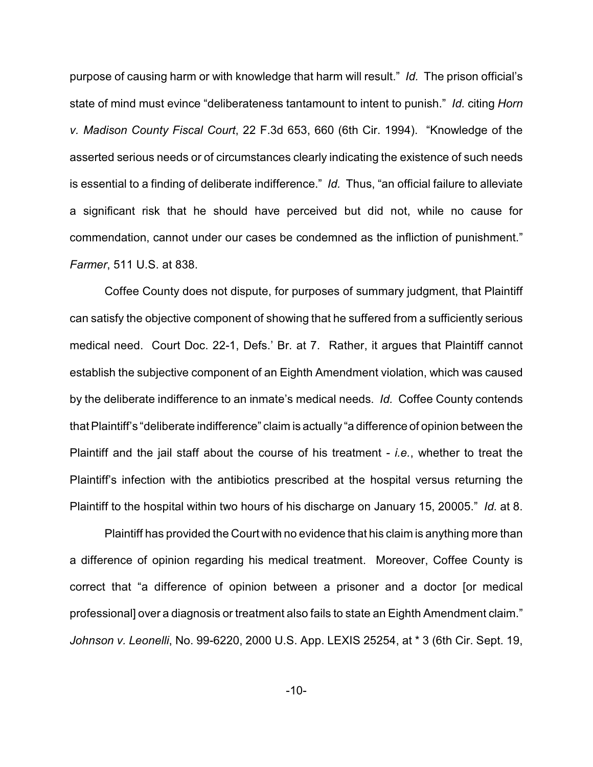purpose of causing harm or with knowledge that harm will result." *Id.* The prison official's state of mind must evince "deliberateness tantamount to intent to punish." *Id.* citing *Horn v. Madison County Fiscal Court*, 22 F.3d 653, 660 (6th Cir. 1994). "Knowledge of the asserted serious needs or of circumstances clearly indicating the existence of such needs is essential to a finding of deliberate indifference." *Id.* Thus, "an official failure to alleviate a significant risk that he should have perceived but did not, while no cause for commendation, cannot under our cases be condemned as the infliction of punishment." *Farmer*, 511 U.S. at 838.

Coffee County does not dispute, for purposes of summary judgment, that Plaintiff can satisfy the objective component of showing that he suffered from a sufficiently serious medical need. Court Doc. 22-1, Defs.' Br. at 7. Rather, it argues that Plaintiff cannot establish the subjective component of an Eighth Amendment violation, which was caused by the deliberate indifference to an inmate's medical needs. *Id.* Coffee County contends that Plaintiff's "deliberate indifference" claim is actually "a difference of opinion between the Plaintiff and the jail staff about the course of his treatment - *i.e.*, whether to treat the Plaintiff's infection with the antibiotics prescribed at the hospital versus returning the Plaintiff to the hospital within two hours of his discharge on January 15, 20005." *Id.* at 8.

Plaintiff has provided the Court with no evidence that his claim is anything more than a difference of opinion regarding his medical treatment. Moreover, Coffee County is correct that "a difference of opinion between a prisoner and a doctor [or medical professional] over a diagnosis or treatment also fails to state an Eighth Amendment claim." *Johnson v. Leonelli*, No. 99-6220, 2000 U.S. App. LEXIS 25254, at * 3 (6th Cir. Sept. 19,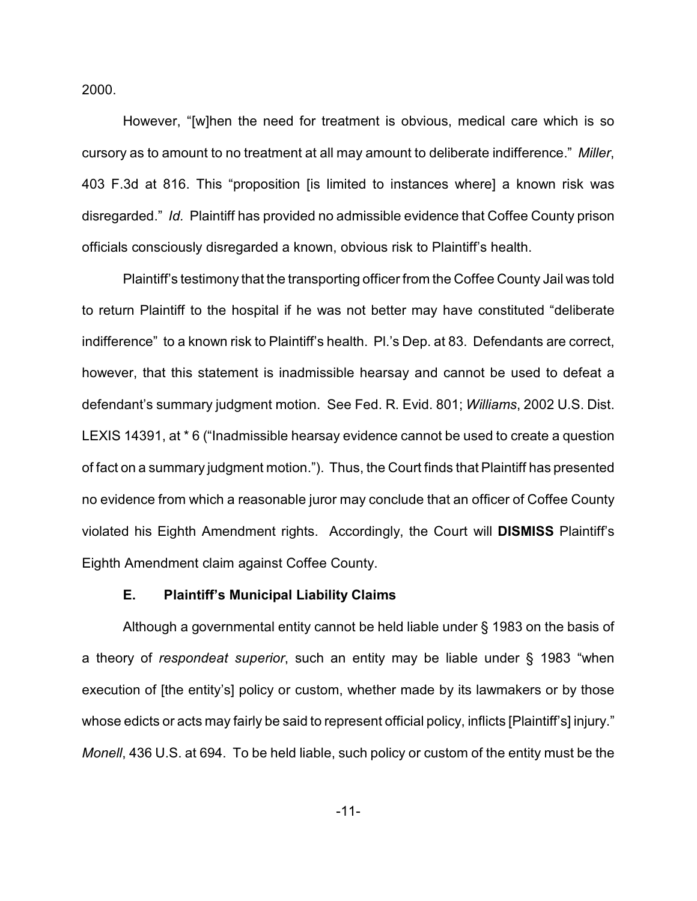2000.

However, "[w]hen the need for treatment is obvious, medical care which is so cursory as to amount to no treatment at all may amount to deliberate indifference." *Miller*, 403 F.3d at 816. This "proposition [is limited to instances where] a known risk was disregarded." *Id.* Plaintiff has provided no admissible evidence that Coffee County prison officials consciously disregarded a known, obvious risk to Plaintiff's health.

Plaintiff's testimony that the transporting officer from the Coffee County Jail was told to return Plaintiff to the hospital if he was not better may have constituted "deliberate indifference" to a known risk to Plaintiff's health. Pl.'s Dep. at 83. Defendants are correct, however, that this statement is inadmissible hearsay and cannot be used to defeat a defendant's summary judgment motion. See Fed. R. Evid. 801; *Williams*, 2002 U.S. Dist. LEXIS 14391, at * 6 ("Inadmissible hearsay evidence cannot be used to create a question of fact on a summary judgment motion."). Thus, the Court finds that Plaintiff has presented no evidence from which a reasonable juror may conclude that an officer of Coffee County violated his Eighth Amendment rights. Accordingly, the Court will **DISMISS** Plaintiff's Eighth Amendment claim against Coffee County.

### E. Plaintiff's Municipal Liability Claims

Although a governmental entity cannot be held liable under § 1983 on the basis of a theory of *respondeat superior*, such an entity may be liable under § 1983 "when execution of [the entity's] policy or custom, whether made by its lawmakers or by those whose edicts or acts may fairly be said to represent official policy, inflicts [Plaintiff's] injury." *Monell*, 436 U.S. at 694. To be held liable, such policy or custom of the entity must be the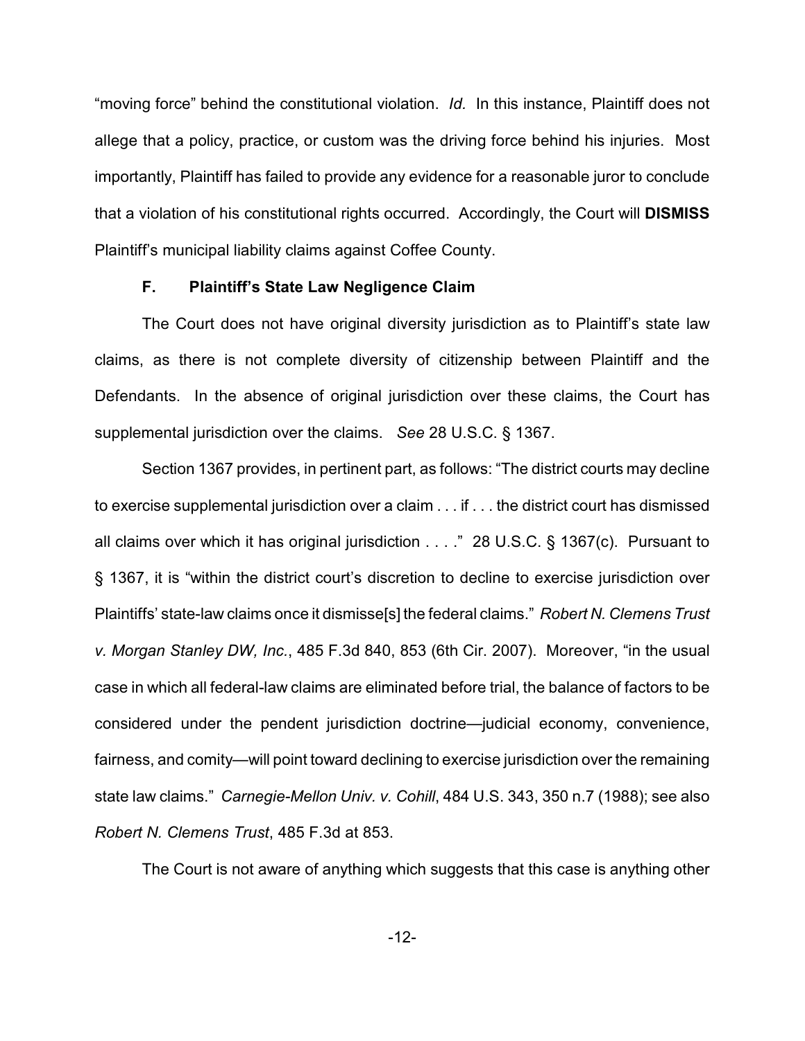"moving force" behind the constitutional violation. *Id.* In this instance, Plaintiff does not allege that a policy, practice, or custom was the driving force behind his injuries. Most importantly, Plaintiff has failed to provide any evidence for a reasonable juror to conclude that a violation of his constitutional rights occurred. Accordingly, the Court will **DISMISS** Plaintiff's municipal liability claims against Coffee County.

### F. Plaintiff's State Law Negligence Claim

The Court does not have original diversity jurisdiction as to Plaintiff's state law claims, as there is not complete diversity of citizenship between Plaintiff and the Defendants. In the absence of original jurisdiction over these claims, the Court has supplemental jurisdiction over the claims. *See* 28 U.S.C. § 1367.

Section 1367 provides, in pertinent part, as follows: "The district courts may decline to exercise supplemental jurisdiction over a claim . . . if . . . the district court has dismissed all claims over which it has original jurisdiction . . . ." 28 U.S.C. § 1367(c). Pursuant to § 1367, it is "within the district court's discretion to decline to exercise jurisdiction over Plaintiffs' state-law claims once it dismisse[s] the federal claims." *Robert N. Clemens Trust v. Morgan Stanley DW, Inc.*, 485 F.3d 840, 853 (6th Cir. 2007). Moreover, "in the usual case in which all federal-law claims are eliminated before trial, the balance of factors to be considered under the pendent jurisdiction doctrine—judicial economy, convenience, fairness, and comity—will point toward declining to exercise jurisdiction over the remaining state law claims." *Carnegie-Mellon Univ. v. Cohill*, 484 U.S. 343, 350 n.7 (1988); see also *Robert N. Clemens Trust*, 485 F.3d at 853.

The Court is not aware of anything which suggests that this case is anything other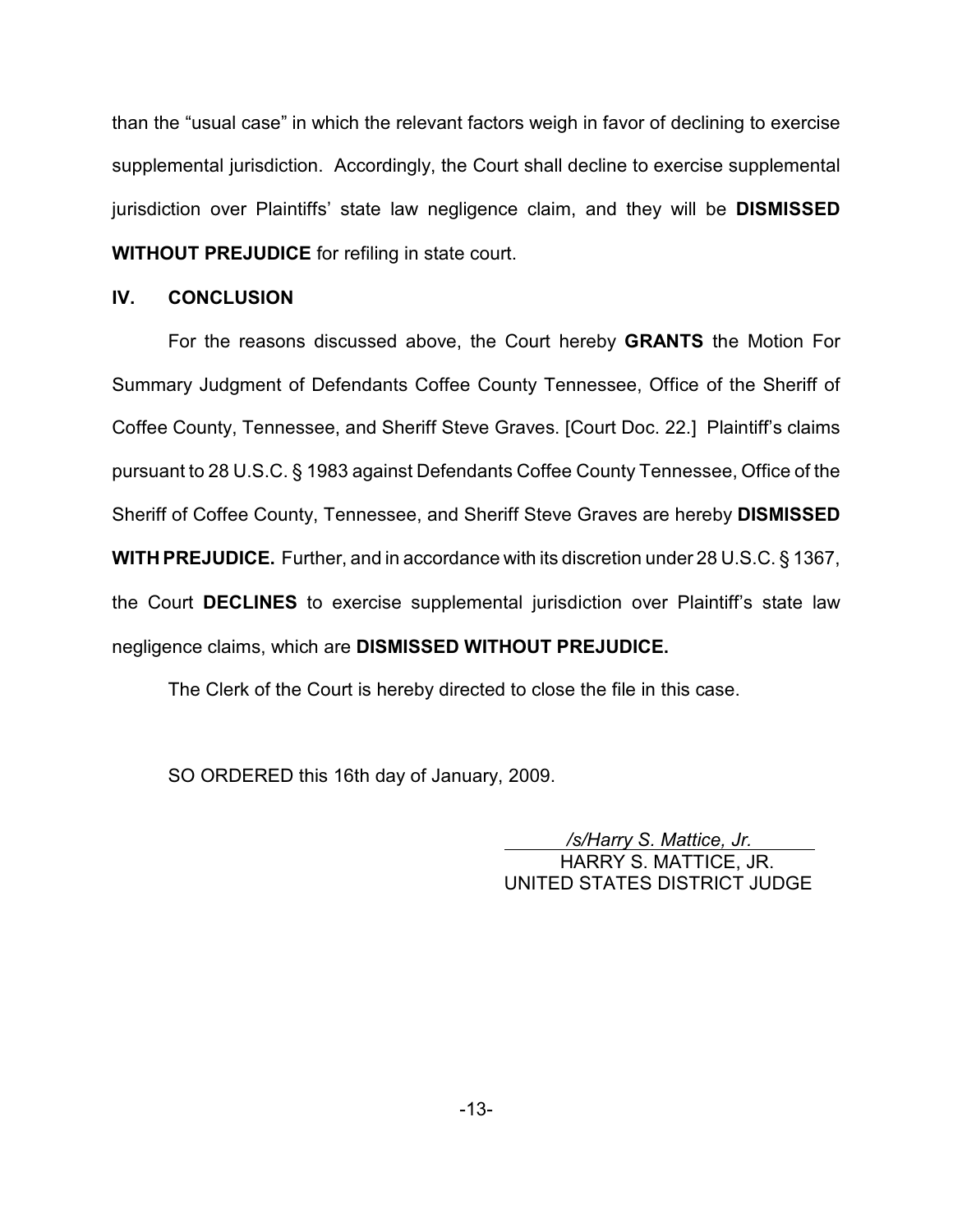than the "usual case" in which the relevant factors weigh in favor of declining to exercise supplemental jurisdiction. Accordingly, the Court shall decline to exercise supplemental jurisdiction over Plaintiffs' state law negligence claim, and they will be **DISMISSED WITHOUT PREJUDICE** for refiling in state court.

## IV. CONCLUSION

For the reasons discussed above, the Court hereby **GRANTS** the Motion For Summary Judgment of Defendants Coffee County Tennessee, Office of the Sheriff of Coffee County, Tennessee, and Sheriff Steve Graves. [Court Doc. 22.] Plaintiff's claims pursuant to 28 U.S.C. § 1983 against Defendants Coffee County Tennessee, Office of the Sheriff of Coffee County, Tennessee, and Sheriff Steve Graves are hereby **DISMISSED WITH PREJUDICE.** Further, and in accordance with its discretion under 28 U.S.C. § 1367, the Court **DECLINES** to exercise supplemental jurisdiction over Plaintiff's state law negligence claims, which are **DISMISSED WITHOUT PREJUDICE.**

The Clerk of the Court is hereby directed to close the file in this case.

SO ORDERED this 16th day of January, 2009.

*/s/Harry S. Mattice, Jr.*
HARRY S. MATTICE, JR.
UNITED STATES DISTRICT JUDGE